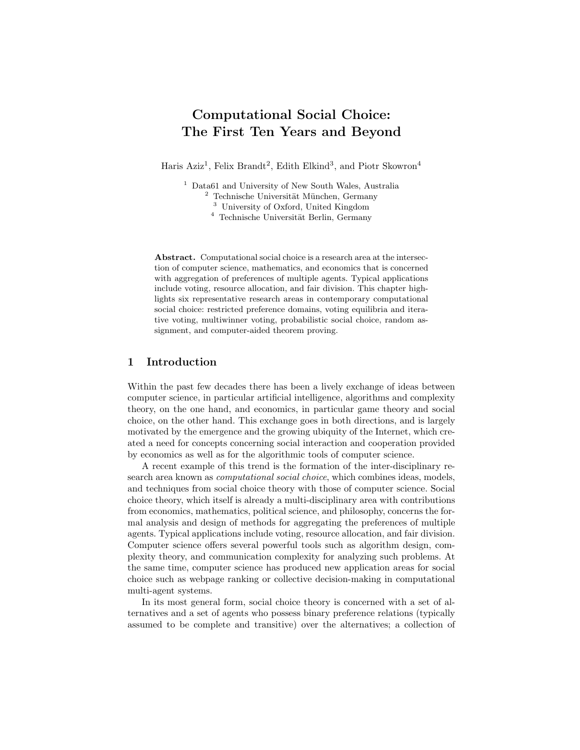# Computational Social Choice: The First Ten Years and Beyond

Haris Aziz[1], Felix Brandt[2], Edith Elkind[3], and Piotr Skowron[4]

[1] Data61 and University of New South Wales, Australia
[2] Technische Universität München, Germany
[3] University of Oxford, United Kingdom
[4] Technische Universität Berlin, Germany

**Abstract.** Computational social choice is a research area at the intersection of computer science, mathematics, and economics that is concerned with aggregation of preferences of multiple agents. Typical applications include voting, resource allocation, and fair division. This chapter highlights six representative research areas in contemporary computational social choice: restricted preference domains, voting equilibria and iterative voting, multiwinner voting, probabilistic social choice, random assignment, and computer-aided theorem proving.

## 1 Introduction

Within the past few decades there has been a lively exchange of ideas between computer science, in particular artificial intelligence, algorithms and complexity theory, on the one hand, and economics, in particular game theory and social choice, on the other hand. This exchange goes in both directions, and is largely motivated by the emergence and the growing ubiquity of the Internet, which created a need for concepts concerning social interaction and cooperation provided by economics as well as for the algorithmic tools of computer science.

A recent example of this trend is the formation of the inter-disciplinary research area known as *computational social choice*, which combines ideas, models, and techniques from social choice theory with those of computer science. Social choice theory, which itself is already a multi-disciplinary area with contributions from economics, mathematics, political science, and philosophy, concerns the formal analysis and design of methods for aggregating the preferences of multiple agents. Typical applications include voting, resource allocation, and fair division. Computer science offers several powerful tools such as algorithm design, complexity theory, and communication complexity for analyzing such problems. At the same time, computer science has produced new application areas for social choice such as webpage ranking or collective decision-making in computational multi-agent systems.

In its most general form, social choice theory is concerned with a set of alternatives and a set of agents who possess binary preference relations (typically assumed to be complete and transitive) over the alternatives; a collection of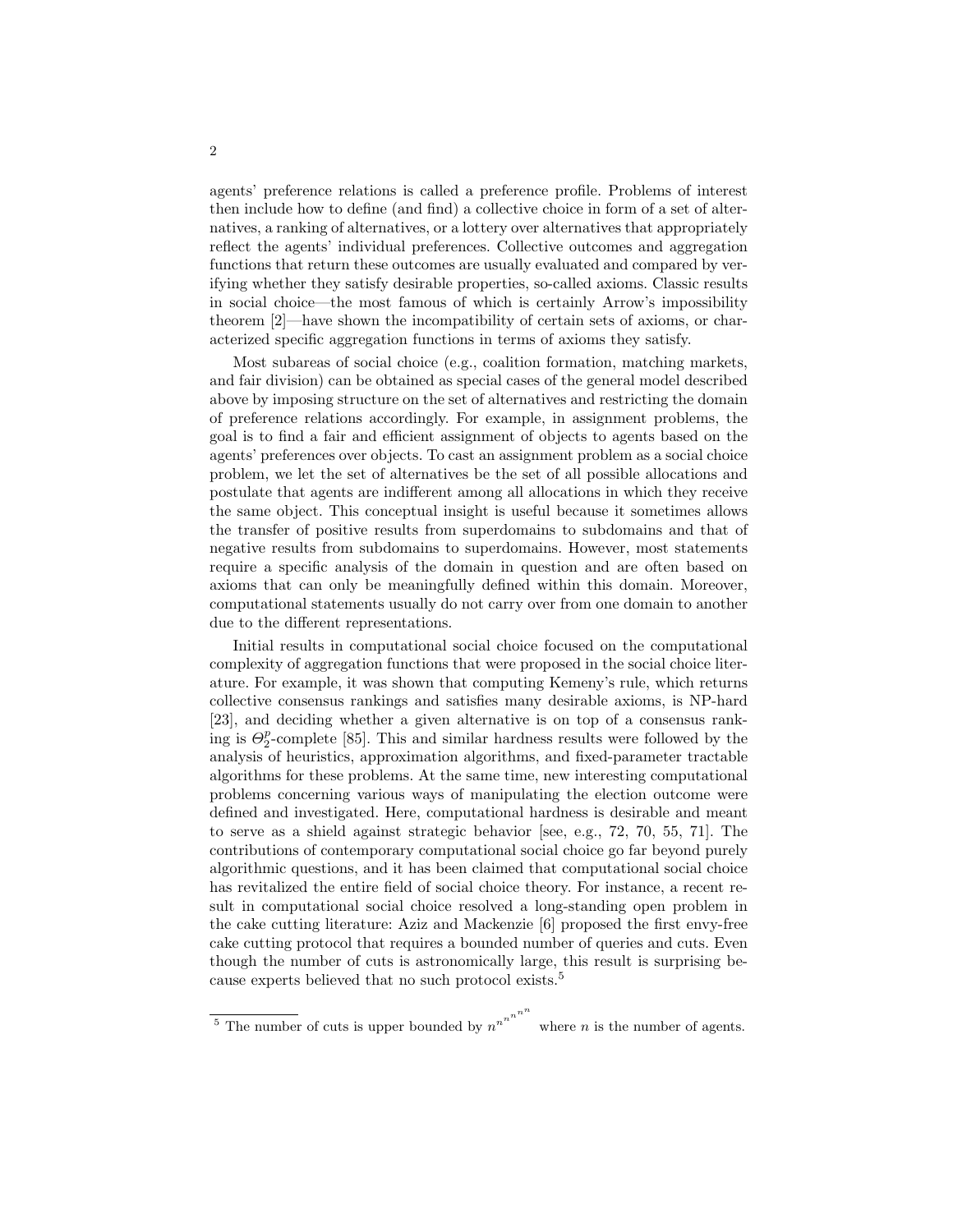agents' preference relations is called a preference profile. Problems of interest then include how to define (and find) a collective choice in form of a set of alternatives, a ranking of alternatives, or a lottery over alternatives that appropriately reflect the agents' individual preferences. Collective outcomes and aggregation functions that return these outcomes are usually evaluated and compared by verifying whether they satisfy desirable properties, so-called axioms. Classic results in social choice—the most famous of which is certainly Arrow's impossibility theorem [2]—have shown the incompatibility of certain sets of axioms, or characterized specific aggregation functions in terms of axioms they satisfy.

Most subareas of social choice (e.g., coalition formation, matching markets, and fair division) can be obtained as special cases of the general model described above by imposing structure on the set of alternatives and restricting the domain of preference relations accordingly. For example, in assignment problems, the goal is to find a fair and efficient assignment of objects to agents based on the agents' preferences over objects. To cast an assignment problem as a social choice problem, we let the set of alternatives be the set of all possible allocations and postulate that agents are indifferent among all allocations in which they receive the same object. This conceptual insight is useful because it sometimes allows the transfer of positive results from superdomains to subdomains and that of negative results from subdomains to superdomains. However, most statements require a specific analysis of the domain in question and are often based on axioms that can only be meaningfully defined within this domain. Moreover, computational statements usually do not carry over from one domain to another due to the different representations.

Initial results in computational social choice focused on the computational complexity of aggregation functions that were proposed in the social choice literature. For example, it was shown that computing Kemeny's rule, which returns collective consensus rankings and satisfies many desirable axioms, is NP-hard [23], and deciding whether a given alternative is on top of a consensus ranking is $\Theta_2^p$-complete [85]. This and similar hardness results were followed by the analysis of heuristics, approximation algorithms, and fixed-parameter tractable algorithms for these problems. At the same time, new interesting computational problems concerning various ways of manipulating the election outcome were defined and investigated. Here, computational hardness is desirable and meant to serve as a shield against strategic behavior [see, e.g., 72, 70, 55, 71]. The contributions of contemporary computational social choice go far beyond purely algorithmic questions, and it has been claimed that computational social choice has revitalized the entire field of social choice theory. For instance, a recent result in computational social choice resolved a long-standing open problem in the cake cutting literature: Aziz and Mackenzie [6] proposed the first envy-free cake cutting protocol that requires a bounded number of queries and cuts. Even though the number of cuts is astronomically large, this result is surprising because experts believed that no such protocol exists.[5]

[5] The number of cuts is upper bounded by $n^{n^{n^{n^{n^n}}}}$ where $n$ is the number of agents.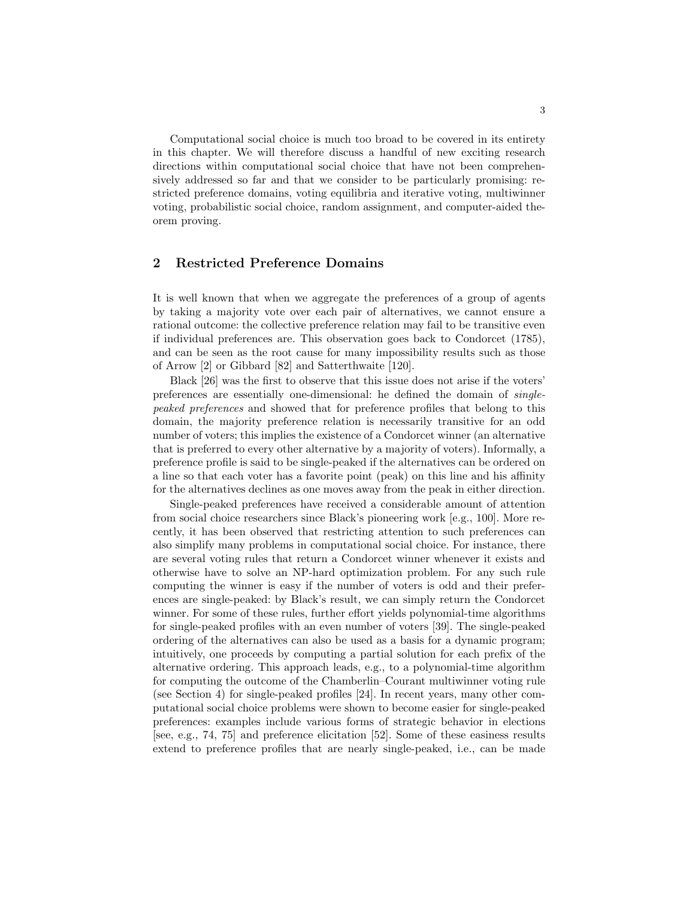Computational social choice is much too broad to be covered in its entirety in this chapter. We will therefore discuss a handful of new exciting research directions within computational social choice that have not been comprehensively addressed so far and that we consider to be particularly promising: restricted preference domains, voting equilibria and iterative voting, multiwinner voting, probabilistic social choice, random assignment, and computer-aided theorem proving.

## 2 Restricted Preference Domains

It is well known that when we aggregate the preferences of a group of agents by taking a majority vote over each pair of alternatives, we cannot ensure a rational outcome: the collective preference relation may fail to be transitive even if individual preferences are. This observation goes back to Condorcet (1785), and can be seen as the root cause for many impossibility results such as those of Arrow [2] or Gibbard [82] and Satterthwaite [120].

Black [26] was the first to observe that this issue does not arise if the voters' preferences are essentially one-dimensional: he defined the domain of *single-peaked preferences* and showed that for preference profiles that belong to this domain, the majority preference relation is necessarily transitive for an odd number of voters; this implies the existence of a Condorcet winner (an alternative that is preferred to every other alternative by a majority of voters). Informally, a preference profile is said to be single-peaked if the alternatives can be ordered on a line so that each voter has a favorite point (peak) on this line and his affinity for the alternatives declines as one moves away from the peak in either direction.

Single-peaked preferences have received a considerable amount of attention from social choice researchers since Black's pioneering work [e.g., 100]. More recently, it has been observed that restricting attention to such preferences can also simplify many problems in computational social choice. For instance, there are several voting rules that return a Condorcet winner whenever it exists and otherwise have to solve an NP-hard optimization problem. For any such rule computing the winner is easy if the number of voters is odd and their preferences are single-peaked: by Black's result, we can simply return the Condorcet winner. For some of these rules, further effort yields polynomial-time algorithms for single-peaked profiles with an even number of voters [39]. The single-peaked ordering of the alternatives can also be used as a basis for a dynamic program; intuitively, one proceeds by computing a partial solution for each prefix of the alternative ordering. This approach leads, e.g., to a polynomial-time algorithm for computing the outcome of the Chamberlin–Courant multiwinner voting rule (see Section 4) for single-peaked profiles [24]. In recent years, many other computational social choice problems were shown to become easier for single-peaked preferences: examples include various forms of strategic behavior in elections [see, e.g., 74, 75] and preference elicitation [52]. Some of these easiness results extend to preference profiles that are nearly single-peaked, i.e., can be made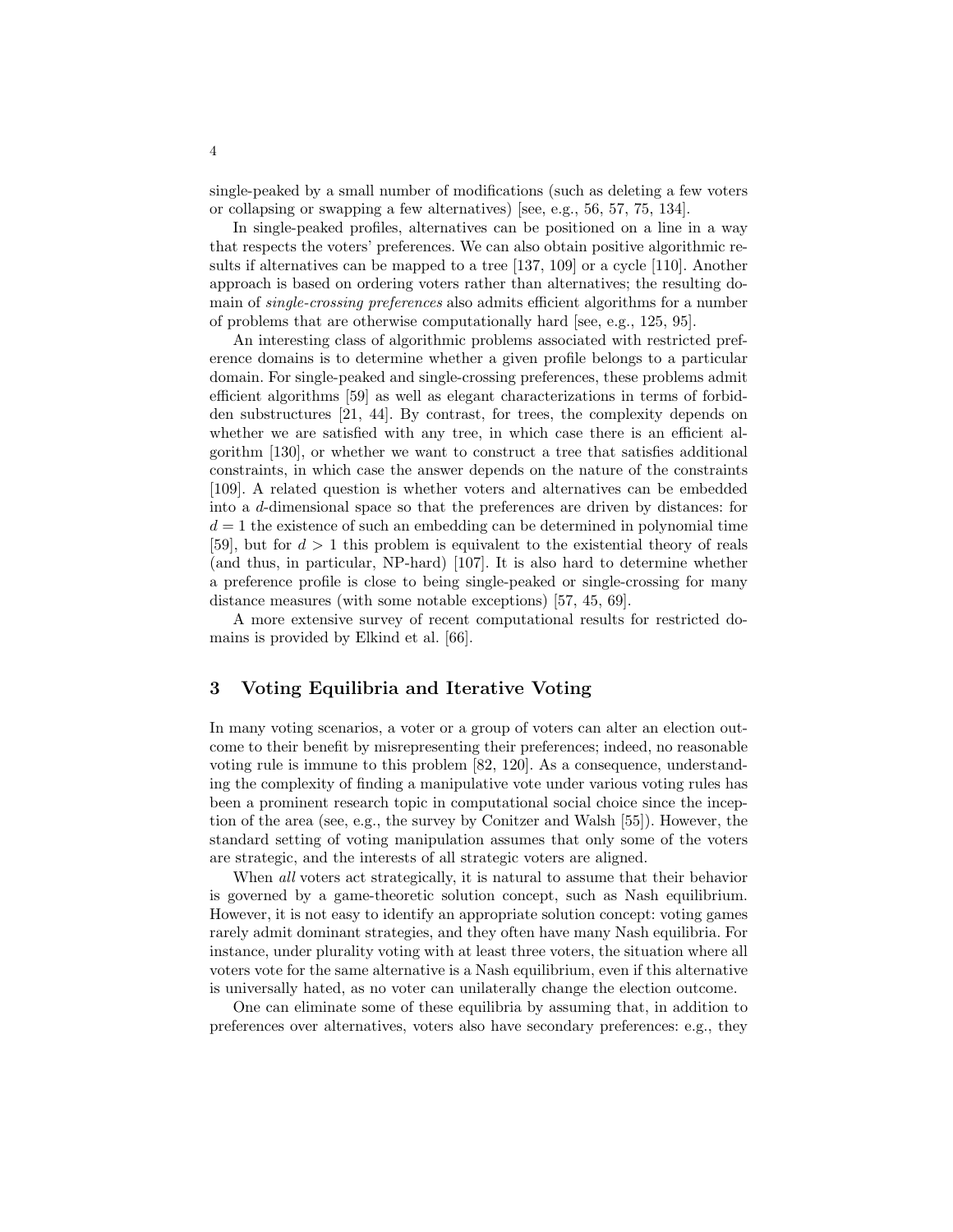single-peaked by a small number of modifications (such as deleting a few voters or collapsing or swapping a few alternatives) [see, e.g., 56, 57, 75, 134].

In single-peaked profiles, alternatives can be positioned on a line in a way that respects the voters' preferences. We can also obtain positive algorithmic results if alternatives can be mapped to a tree [137, 109] or a cycle [110]. Another approach is based on ordering voters rather than alternatives; the resulting domain of *single-crossing preferences* also admits efficient algorithms for a number of problems that are otherwise computationally hard [see, e.g., 125, 95].

An interesting class of algorithmic problems associated with restricted preference domains is to determine whether a given profile belongs to a particular domain. For single-peaked and single-crossing preferences, these problems admit efficient algorithms [59] as well as elegant characterizations in terms of forbidden substructures [21, 44]. By contrast, for trees, the complexity depends on whether we are satisfied with any tree, in which case there is an efficient algorithm [130], or whether we want to construct a tree that satisfies additional constraints, in which case the answer depends on the nature of the constraints [109]. A related question is whether voters and alternatives can be embedded into a $d$-dimensional space so that the preferences are driven by distances: for $d = 1$ the existence of such an embedding can be determined in polynomial time [59], but for $d > 1$ this problem is equivalent to the existential theory of reals (and thus, in particular, NP-hard) [107]. It is also hard to determine whether a preference profile is close to being single-peaked or single-crossing for many distance measures (with some notable exceptions) [57, 45, 69].

A more extensive survey of recent computational results for restricted domains is provided by Elkind et al. [66].

## 3 Voting Equilibria and Iterative Voting

In many voting scenarios, a voter or a group of voters can alter an election outcome to their benefit by misrepresenting their preferences; indeed, no reasonable voting rule is immune to this problem [82, 120]. As a consequence, understanding the complexity of finding a manipulative vote under various voting rules has been a prominent research topic in computational social choice since the inception of the area (see, e.g., the survey by Conitzer and Walsh [55]). However, the standard setting of voting manipulation assumes that only some of the voters are strategic, and the interests of all strategic voters are aligned.

When *all* voters act strategically, it is natural to assume that their behavior is governed by a game-theoretic solution concept, such as Nash equilibrium. However, it is not easy to identify an appropriate solution concept: voting games rarely admit dominant strategies, and they often have many Nash equilibria. For instance, under plurality voting with at least three voters, the situation where all voters vote for the same alternative is a Nash equilibrium, even if this alternative is universally hated, as no voter can unilaterally change the election outcome.

One can eliminate some of these equilibria by assuming that, in addition to preferences over alternatives, voters also have secondary preferences: e.g., they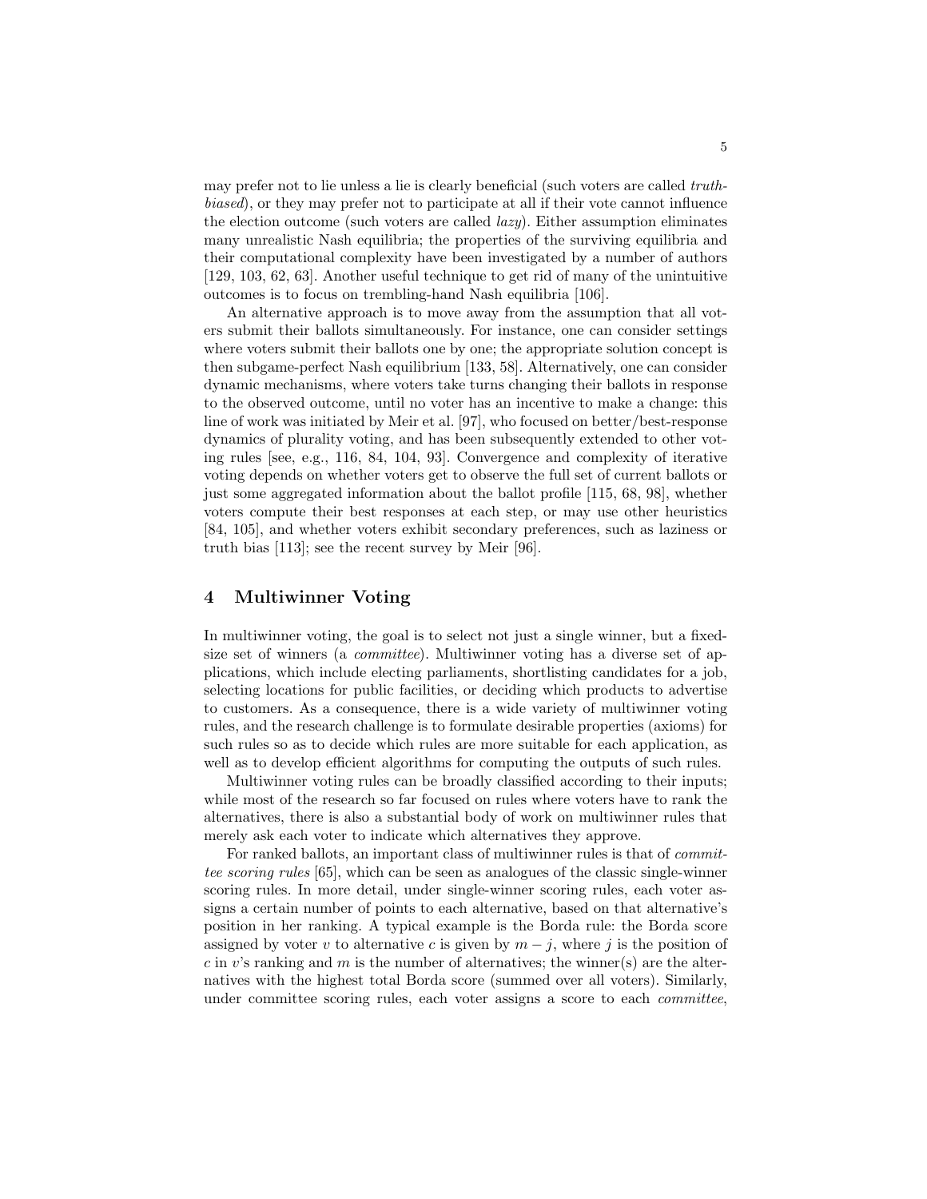may prefer not to lie unless a lie is clearly beneficial (such voters are called *truth-biased*), or they may prefer not to participate at all if their vote cannot influence the election outcome (such voters are called *lazy*). Either assumption eliminates many unrealistic Nash equilibria; the properties of the surviving equilibria and their computational complexity have been investigated by a number of authors [129, 103, 62, 63]. Another useful technique to get rid of many of the unintuitive outcomes is to focus on trembling-hand Nash equilibria [106].

An alternative approach is to move away from the assumption that all voters submit their ballots simultaneously. For instance, one can consider settings where voters submit their ballots one by one; the appropriate solution concept is then subgame-perfect Nash equilibrium [133, 58]. Alternatively, one can consider dynamic mechanisms, where voters take turns changing their ballots in response to the observed outcome, until no voter has an incentive to make a change: this line of work was initiated by Meir et al. [97], who focused on better/best-response dynamics of plurality voting, and has been subsequently extended to other voting rules [see, e.g., 116, 84, 104, 93]. Convergence and complexity of iterative voting depends on whether voters get to observe the full set of current ballots or just some aggregated information about the ballot profile [115, 68, 98], whether voters compute their best responses at each step, or may use other heuristics [84, 105], and whether voters exhibit secondary preferences, such as laziness or truth bias [113]; see the recent survey by Meir [96].

## 4 Multiwinner Voting

In multiwinner voting, the goal is to select not just a single winner, but a fixed-size set of winners (a *committee*). Multiwinner voting has a diverse set of applications, which include electing parliaments, shortlisting candidates for a job, selecting locations for public facilities, or deciding which products to advertise to customers. As a consequence, there is a wide variety of multiwinner voting rules, and the research challenge is to formulate desirable properties (axioms) for such rules so as to decide which rules are more suitable for each application, as well as to develop efficient algorithms for computing the outputs of such rules.

Multiwinner voting rules can be broadly classified according to their inputs; while most of the research so far focused on rules where voters have to rank the alternatives, there is also a substantial body of work on multiwinner rules that merely ask each voter to indicate which alternatives they approve.

For ranked ballots, an important class of multiwinner rules is that of *committee scoring rules* [65], which can be seen as analogues of the classic single-winner scoring rules. In more detail, under single-winner scoring rules, each voter assigns a certain number of points to each alternative, based on that alternative's position in her ranking. A typical example is the Borda rule: the Borda score assigned by voter $v$ to alternative $c$ is given by $m - j$, where $j$ is the position of $c$ in $v$'s ranking and $m$ is the number of alternatives; the winner(s) are the alternatives with the highest total Borda score (summed over all voters). Similarly, under committee scoring rules, each voter assigns a score to each *committee*,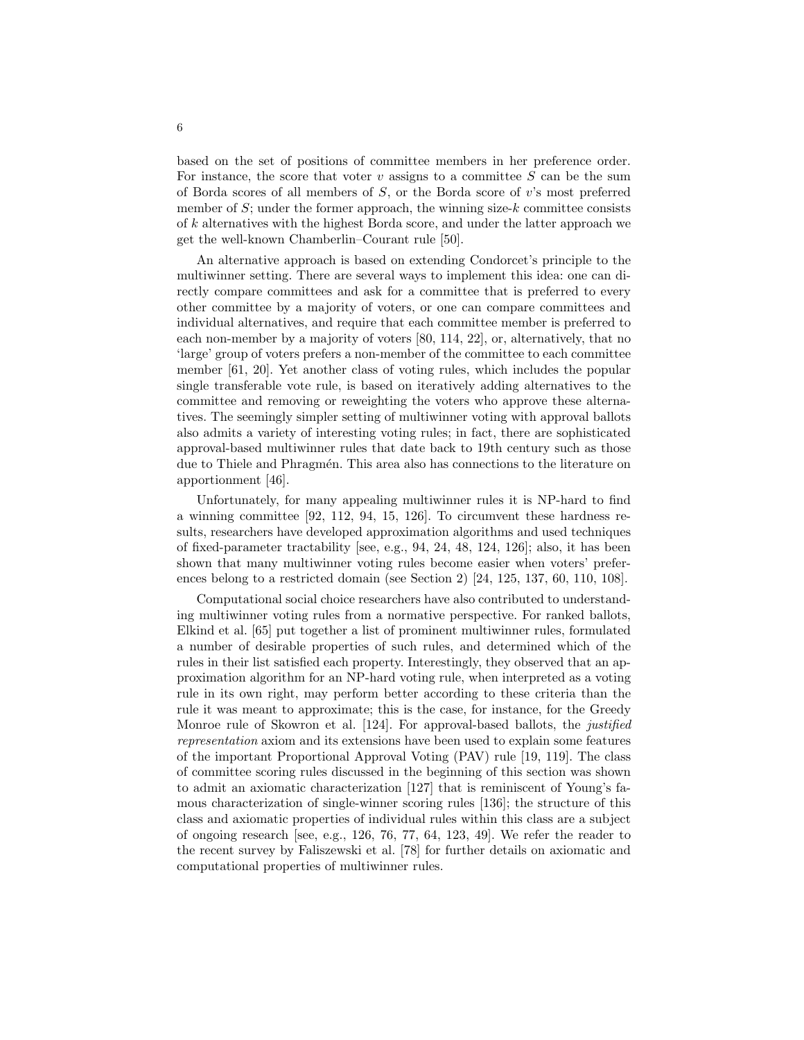based on the set of positions of committee members in her preference order. For instance, the score that voter $v$ assigns to a committee $S$ can be the sum of Borda scores of all members of $S$, or the Borda score of $v$'s most preferred member of $S$; under the former approach, the winning size-$k$ committee consists of $k$ alternatives with the highest Borda score, and under the latter approach we get the well-known Chamberlin–Courant rule [50].

An alternative approach is based on extending Condorcet's principle to the multiwinner setting. There are several ways to implement this idea: one can directly compare committees and ask for a committee that is preferred to every other committee by a majority of voters, or one can compare committees and individual alternatives, and require that each committee member is preferred to each non-member by a majority of voters [80, 114, 22], or, alternatively, that no 'large' group of voters prefers a non-member of the committee to each committee member [61, 20]. Yet another class of voting rules, which includes the popular single transferable vote rule, is based on iteratively adding alternatives to the committee and removing or reweighting the voters who approve these alternatives. The seemingly simpler setting of multiwinner voting with approval ballots also admits a variety of interesting voting rules; in fact, there are sophisticated approval-based multiwinner rules that date back to 19th century such as those due to Thiele and Phragmén. This area also has connections to the literature on apportionment [46].

Unfortunately, for many appealing multiwinner rules it is NP-hard to find a winning committee [92, 112, 94, 15, 126]. To circumvent these hardness results, researchers have developed approximation algorithms and used techniques of fixed-parameter tractability [see, e.g., 94, 24, 48, 124, 126]; also, it has been shown that many multiwinner voting rules become easier when voters' preferences belong to a restricted domain (see Section 2) [24, 125, 137, 60, 110, 108].

Computational social choice researchers have also contributed to understanding multiwinner voting rules from a normative perspective. For ranked ballots, Elkind et al. [65] put together a list of prominent multiwinner rules, formulated a number of desirable properties of such rules, and determined which of the rules in their list satisfied each property. Interestingly, they observed that an approximation algorithm for an NP-hard voting rule, when interpreted as a voting rule in its own right, may perform better according to these criteria than the rule it was meant to approximate; this is the case, for instance, for the Greedy Monroe rule of Skowron et al. [124]. For approval-based ballots, the *justified representation* axiom and its extensions have been used to explain some features of the important Proportional Approval Voting (PAV) rule [19, 119]. The class of committee scoring rules discussed in the beginning of this section was shown to admit an axiomatic characterization [127] that is reminiscent of Young's famous characterization of single-winner scoring rules [136]; the structure of this class and axiomatic properties of individual rules within this class are a subject of ongoing research [see, e.g., 126, 76, 77, 64, 123, 49]. We refer the reader to the recent survey by Faliszewski et al. [78] for further details on axiomatic and computational properties of multiwinner rules.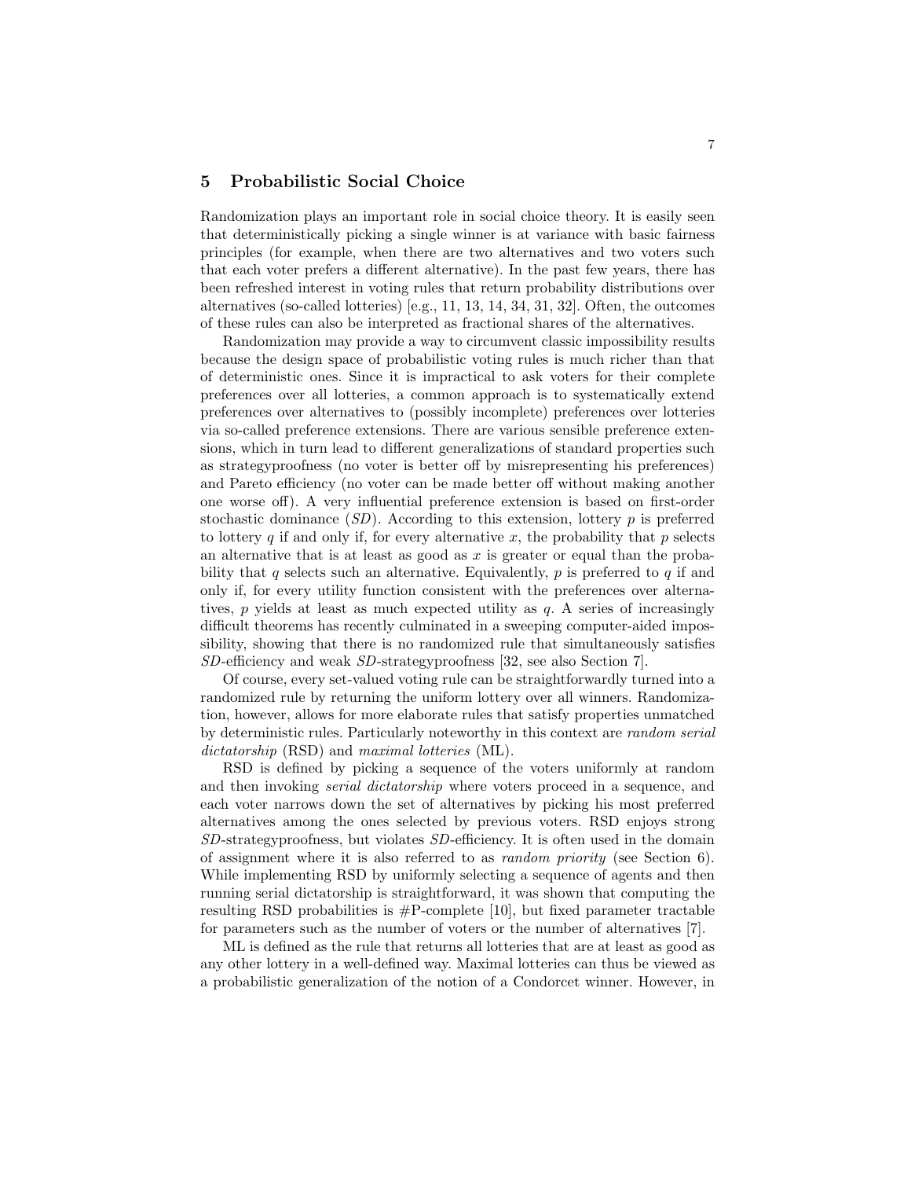## 5 Probabilistic Social Choice

Randomization plays an important role in social choice theory. It is easily seen that deterministically picking a single winner is at variance with basic fairness principles (for example, when there are two alternatives and two voters such that each voter prefers a different alternative). In the past few years, there has been refreshed interest in voting rules that return probability distributions over alternatives (so-called lotteries) [e.g., 11, 13, 14, 34, 31, 32]. Often, the outcomes of these rules can also be interpreted as fractional shares of the alternatives.

Randomization may provide a way to circumvent classic impossibility results because the design space of probabilistic voting rules is much richer than that of deterministic ones. Since it is impractical to ask voters for their complete preferences over all lotteries, a common approach is to systematically extend preferences over alternatives to (possibly incomplete) preferences over lotteries via so-called preference extensions. There are various sensible preference extensions, which in turn lead to different generalizations of standard properties such as strategyproofness (no voter is better off by misrepresenting his preferences) and Pareto efficiency (no voter can be made better off without making another one worse off). A very influential preference extension is based on first-order stochastic dominance (*SD*). According to this extension, lottery $p$ is preferred to lottery $q$ if and only if, for every alternative $x$, the probability that $p$ selects an alternative that is at least as good as $x$ is greater or equal than the probability that $q$ selects such an alternative. Equivalently, $p$ is preferred to $q$ if and only if, for every utility function consistent with the preferences over alternatives, $p$ yields at least as much expected utility as $q$. A series of increasingly difficult theorems has recently culminated in a sweeping computer-aided impossibility, showing that there is no randomized rule that simultaneously satisfies *SD*-efficiency and weak *SD*-strategyproofness [32, see also Section 7].

Of course, every set-valued voting rule can be straightforwardly turned into a randomized rule by returning the uniform lottery over all winners. Randomization, however, allows for more elaborate rules that satisfy properties unmatched by deterministic rules. Particularly noteworthy in this context are *random serial dictatorship* (RSD) and *maximal lotteries* (ML).

RSD is defined by picking a sequence of the voters uniformly at random and then invoking *serial dictatorship* where voters proceed in a sequence, and each voter narrows down the set of alternatives by picking his most preferred alternatives among the ones selected by previous voters. RSD enjoys strong *SD*-strategyproofness, but violates *SD*-efficiency. It is often used in the domain of assignment where it is also referred to as *random priority* (see Section 6). While implementing RSD by uniformly selecting a sequence of agents and then running serial dictatorship is straightforward, it was shown that computing the resulting RSD probabilities is #P-complete [10], but fixed parameter tractable for parameters such as the number of voters or the number of alternatives [7].

ML is defined as the rule that returns all lotteries that are at least as good as any other lottery in a well-defined way. Maximal lotteries can thus be viewed as a probabilistic generalization of the notion of a Condorcet winner. However, in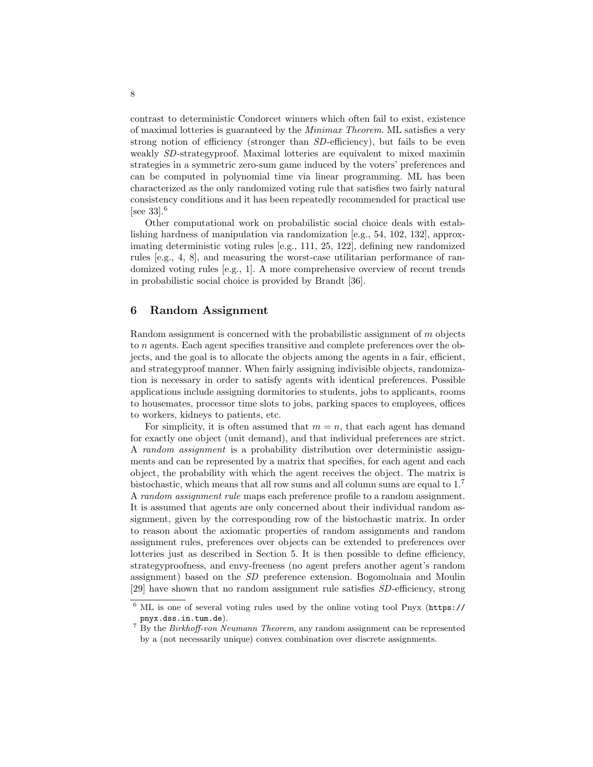contrast to deterministic Condorcet winners which often fail to exist, existence of maximal lotteries is guaranteed by the *Minimax Theorem*. ML satisfies a very strong notion of efficiency (stronger than *SD*-efficiency), but fails to be even weakly *SD*-strategyproof. Maximal lotteries are equivalent to mixed maximin strategies in a symmetric zero-sum game induced by the voters' preferences and can be computed in polynomial time via linear programming. ML has been characterized as the only randomized voting rule that satisfies two fairly natural consistency conditions and it has been repeatedly recommended for practical use [see 33].[6]

Other computational work on probabilistic social choice deals with establishing hardness of manipulation via randomization [e.g., 54, 102, 132], approximating deterministic voting rules [e.g., 111, 25, 122], defining new randomized rules [e.g., 4, 8], and measuring the worst-case utilitarian performance of randomized voting rules [e.g., 1]. A more comprehensive overview of recent trends in probabilistic social choice is provided by Brandt [36].

## 6 Random Assignment

Random assignment is concerned with the probabilistic assignment of $m$ objects to $n$ agents. Each agent specifies transitive and complete preferences over the objects, and the goal is to allocate the objects among the agents in a fair, efficient, and strategyproof manner. When fairly assigning indivisible objects, randomization is necessary in order to satisfy agents with identical preferences. Possible applications include assigning dormitories to students, jobs to applicants, rooms to housemates, processor time slots to jobs, parking spaces to employees, offices to workers, kidneys to patients, etc.

For simplicity, it is often assumed that $m = n$, that each agent has demand for exactly one object (unit demand), and that individual preferences are strict. A *random assignment* is a probability distribution over deterministic assignments and can be represented by a matrix that specifies, for each agent and each object, the probability with which the agent receives the object. The matrix is bistochastic, which means that all row sums and all column sums are equal to 1.[7] A *random assignment rule* maps each preference profile to a random assignment. It is assumed that agents are only concerned about their individual random assignment, given by the corresponding row of the bistochastic matrix. In order to reason about the axiomatic properties of random assignments and random assignment rules, preferences over objects can be extended to preferences over lotteries just as described in Section 5. It is then possible to define efficiency, strategyproofness, and envy-freeness (no agent prefers another agent's random assignment) based on the *SD* preference extension. Bogomolnaia and Moulin [29] have shown that no random assignment rule satisfies *SD*-efficiency, strong

[6] ML is one of several voting rules used by the online voting tool Pnyx (`https://pnyx.dss.in.tum.de`).

[7] By the *Birkhoff-von Neumann Theorem*, any random assignment can be represented by a (not necessarily unique) convex combination over discrete assignments.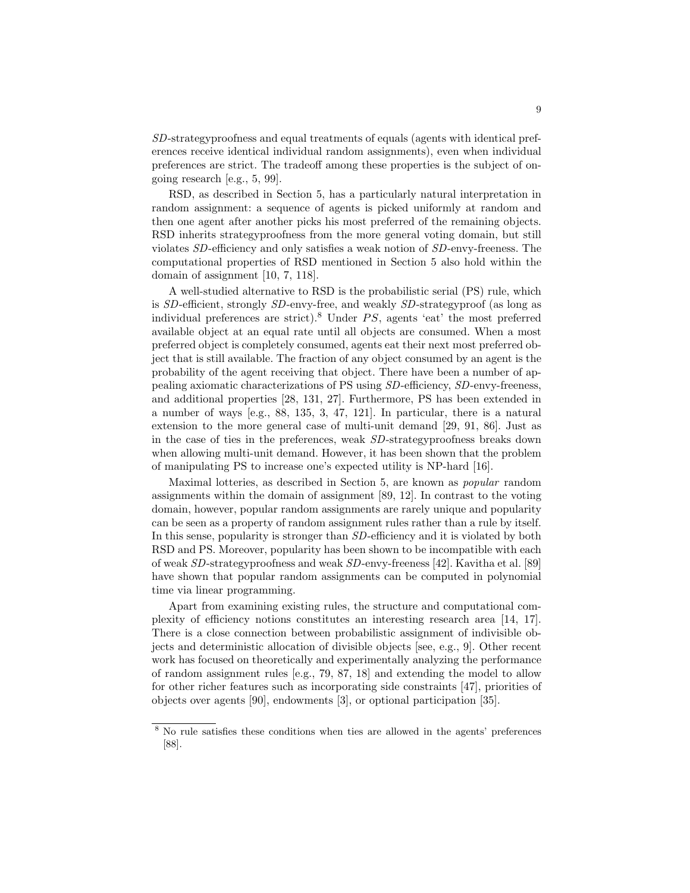*SD*-strategyproofness and equal treatments of equals (agents with identical preferences receive identical individual random assignments), even when individual preferences are strict. The tradeoff among these properties is the subject of ongoing research [e.g., 5, 99].

RSD, as described in Section 5, has a particularly natural interpretation in random assignment: a sequence of agents is picked uniformly at random and then one agent after another picks his most preferred of the remaining objects. RSD inherits strategyproofness from the more general voting domain, but still violates *SD*-efficiency and only satisfies a weak notion of *SD*-envy-freeness. The computational properties of RSD mentioned in Section 5 also hold within the domain of assignment [10, 7, 118].

A well-studied alternative to RSD is the probabilistic serial (PS) rule, which is *SD*-efficient, strongly *SD*-envy-free, and weakly *SD*-strategyproof (as long as individual preferences are strict).[8] Under *PS*, agents 'eat' the most preferred available object at an equal rate until all objects are consumed. When a most preferred object is completely consumed, agents eat their next most preferred object that is still available. The fraction of any object consumed by an agent is the probability of the agent receiving that object. There have been a number of appealing axiomatic characterizations of PS using *SD*-efficiency, *SD*-envy-freeness, and additional properties [28, 131, 27]. Furthermore, PS has been extended in a number of ways [e.g., 88, 135, 3, 47, 121]. In particular, there is a natural extension to the more general case of multi-unit demand [29, 91, 86]. Just as in the case of ties in the preferences, weak *SD*-strategyproofness breaks down when allowing multi-unit demand. However, it has been shown that the problem of manipulating PS to increase one's expected utility is NP-hard [16].

Maximal lotteries, as described in Section 5, are known as *popular* random assignments within the domain of assignment [89, 12]. In contrast to the voting domain, however, popular random assignments are rarely unique and popularity can be seen as a property of random assignment rules rather than a rule by itself. In this sense, popularity is stronger than *SD*-efficiency and it is violated by both RSD and PS. Moreover, popularity has been shown to be incompatible with each of weak *SD*-strategyproofness and weak *SD*-envy-freeness [42]. Kavitha et al. [89] have shown that popular random assignments can be computed in polynomial time via linear programming.

Apart from examining existing rules, the structure and computational complexity of efficiency notions constitutes an interesting research area [14, 17]. There is a close connection between probabilistic assignment of indivisible objects and deterministic allocation of divisible objects [see, e.g., 9]. Other recent work has focused on theoretically and experimentally analyzing the performance of random assignment rules [e.g., 79, 87, 18] and extending the model to allow for other richer features such as incorporating side constraints [47], priorities of objects over agents [90], endowments [3], or optional participation [35].

---

[8] No rule satisfies these conditions when ties are allowed in the agents' preferences [88].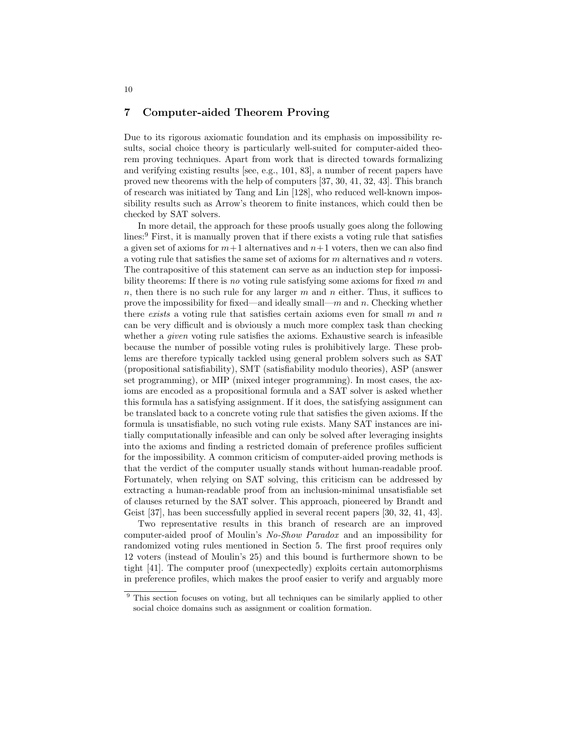## 7 Computer-aided Theorem Proving

Due to its rigorous axiomatic foundation and its emphasis on impossibility results, social choice theory is particularly well-suited for computer-aided theorem proving techniques. Apart from work that is directed towards formalizing and verifying existing results [see, e.g., 101, 83], a number of recent papers have proved new theorems with the help of computers [37, 30, 41, 32, 43]. This branch of research was initiated by Tang and Lin [128], who reduced well-known impossibility results such as Arrow's theorem to finite instances, which could then be checked by SAT solvers.

In more detail, the approach for these proofs usually goes along the following lines:[9] First, it is manually proven that if there exists a voting rule that satisfies a given set of axioms for $m+1$ alternatives and $n+1$ voters, then we can also find a voting rule that satisfies the same set of axioms for $m$ alternatives and $n$ voters. The contrapositive of this statement can serve as an induction step for impossibility theorems: If there is *no* voting rule satisfying some axioms for fixed $m$ and $n$, then there is no such rule for any larger $m$ and $n$ either. Thus, it suffices to prove the impossibility for fixed—and ideally small—$m$ and $n$. Checking whether there *exists* a voting rule that satisfies certain axioms even for small $m$ and $n$ can be very difficult and is obviously a much more complex task than checking whether a *given* voting rule satisfies the axioms. Exhaustive search is infeasible because the number of possible voting rules is prohibitively large. These problems are therefore typically tackled using general problem solvers such as SAT (propositional satisfiability), SMT (satisfiability modulo theories), ASP (answer set programming), or MIP (mixed integer programming). In most cases, the axioms are encoded as a propositional formula and a SAT solver is asked whether this formula has a satisfying assignment. If it does, the satisfying assignment can be translated back to a concrete voting rule that satisfies the given axioms. If the formula is unsatisfiable, no such voting rule exists. Many SAT instances are initially computationally infeasible and can only be solved after leveraging insights into the axioms and finding a restricted domain of preference profiles sufficient for the impossibility. A common criticism of computer-aided proving methods is that the verdict of the computer usually stands without human-readable proof. Fortunately, when relying on SAT solving, this criticism can be addressed by extracting a human-readable proof from an inclusion-minimal unsatisfiable set of clauses returned by the SAT solver. This approach, pioneered by Brandt and Geist [37], has been successfully applied in several recent papers [30, 32, 41, 43].

Two representative results in this branch of research are an improved computer-aided proof of Moulin's *No-Show Paradox* and an impossibility for randomized voting rules mentioned in Section 5. The first proof requires only 12 voters (instead of Moulin's 25) and this bound is furthermore shown to be tight [41]. The computer proof (unexpectedly) exploits certain automorphisms in preference profiles, which makes the proof easier to verify and arguably more

[9] This section focuses on voting, but all techniques can be similarly applied to other social choice domains such as assignment or coalition formation.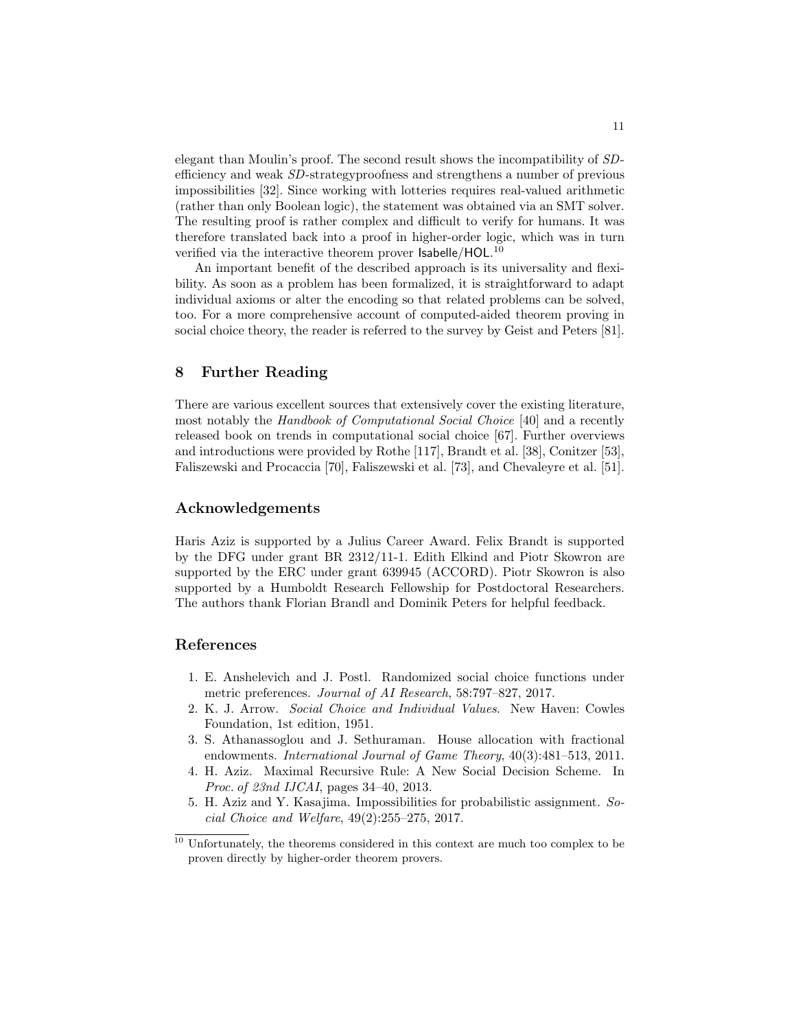elegant than Moulin's proof. The second result shows the incompatibility of *SD*-efficiency and weak *SD*-strategyproofness and strengthens a number of previous impossibilities [32]. Since working with lotteries requires real-valued arithmetic (rather than only Boolean logic), the statement was obtained via an SMT solver. The resulting proof is rather complex and difficult to verify for humans. It was therefore translated back into a proof in higher-order logic, which was in turn verified via the interactive theorem prover Isabelle/HOL.[10]

An important benefit of the described approach is its universality and flexibility. As soon as a problem has been formalized, it is straightforward to adapt individual axioms or alter the encoding so that related problems can be solved, too. For a more comprehensive account of computed-aided theorem proving in social choice theory, the reader is referred to the survey by Geist and Peters [81].

## 8 Further Reading

There are various excellent sources that extensively cover the existing literature, most notably the *Handbook of Computational Social Choice* [40] and a recently released book on trends in computational social choice [67]. Further overviews and introductions were provided by Rothe [117], Brandt et al. [38], Conitzer [53], Faliszewski and Procaccia [70], Faliszewski et al. [73], and Chevaleyre et al. [51].

## Acknowledgements

Haris Aziz is supported by a Julius Career Award. Felix Brandt is supported by the DFG under grant BR 2312/11-1. Edith Elkind and Piotr Skowron are supported by the ERC under grant 639945 (ACCORD). Piotr Skowron is also supported by a Humboldt Research Fellowship for Postdoctoral Researchers. The authors thank Florian Brandl and Dominik Peters for helpful feedback.

## References

1. E. Anshelevich and J. Postl. Randomized social choice functions under metric preferences. *Journal of AI Research*, 58:797–827, 2017.
2. K. J. Arrow. *Social Choice and Individual Values*. New Haven: Cowles Foundation, 1st edition, 1951.
3. S. Athanassoglou and J. Sethuraman. House allocation with fractional endowments. *International Journal of Game Theory*, 40(3):481–513, 2011.
4. H. Aziz. Maximal Recursive Rule: A New Social Decision Scheme. In *Proc. of 23nd IJCAI*, pages 34–40, 2013.
5. H. Aziz and Y. Kasajima. Impossibilities for probabilistic assignment. *Social Choice and Welfare*, 49(2):255–275, 2017.

[10] Unfortunately, the theorems considered in this context are much too complex to be proven directly by higher-order theorem provers.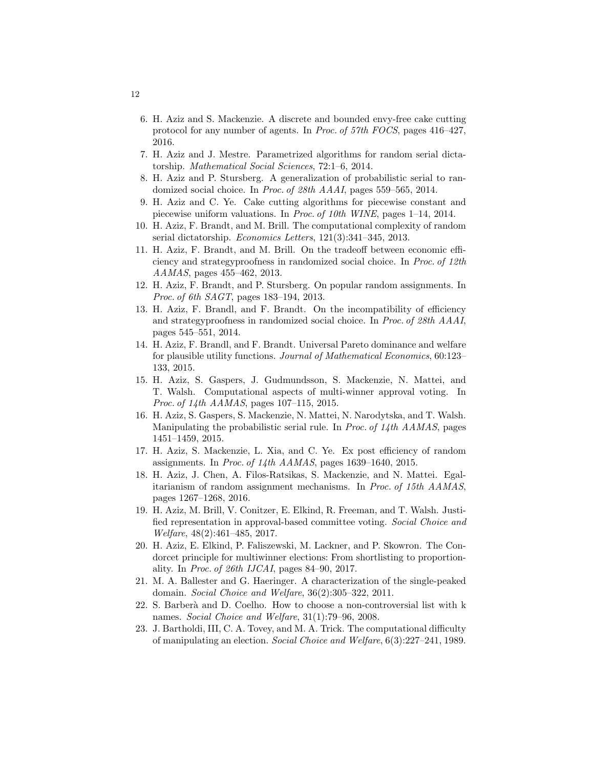6. H. Aziz and S. Mackenzie. A discrete and bounded envy-free cake cutting protocol for any number of agents. In *Proc. of 57th FOCS*, pages 416–427, 2016.
7. H. Aziz and J. Mestre. Parametrized algorithms for random serial dictatorship. *Mathematical Social Sciences*, 72:1–6, 2014.
8. H. Aziz and P. Stursberg. A generalization of probabilistic serial to randomized social choice. In *Proc. of 28th AAAI*, pages 559–565, 2014.
9. H. Aziz and C. Ye. Cake cutting algorithms for piecewise constant and piecewise uniform valuations. In *Proc. of 10th WINE*, pages 1–14, 2014.
10. H. Aziz, F. Brandt, and M. Brill. The computational complexity of random serial dictatorship. *Economics Letters*, 121(3):341–345, 2013.
11. H. Aziz, F. Brandt, and M. Brill. On the tradeoff between economic efficiency and strategyproofness in randomized social choice. In *Proc. of 12th AAMAS*, pages 455–462, 2013.
12. H. Aziz, F. Brandt, and P. Stursberg. On popular random assignments. In *Proc. of 6th SAGT*, pages 183–194, 2013.
13. H. Aziz, F. Brandl, and F. Brandt. On the incompatibility of efficiency and strategyproofness in randomized social choice. In *Proc. of 28th AAAI*, pages 545–551, 2014.
14. H. Aziz, F. Brandl, and F. Brandt. Universal Pareto dominance and welfare for plausible utility functions. *Journal of Mathematical Economics*, 60:123–133, 2015.
15. H. Aziz, S. Gaspers, J. Gudmundsson, S. Mackenzie, N. Mattei, and T. Walsh. Computational aspects of multi-winner approval voting. In *Proc. of 14th AAMAS*, pages 107–115, 2015.
16. H. Aziz, S. Gaspers, S. Mackenzie, N. Mattei, N. Narodytska, and T. Walsh. Manipulating the probabilistic serial rule. In *Proc. of 14th AAMAS*, pages 1451–1459, 2015.
17. H. Aziz, S. Mackenzie, L. Xia, and C. Ye. Ex post efficiency of random assignments. In *Proc. of 14th AAMAS*, pages 1639–1640, 2015.
18. H. Aziz, J. Chen, A. Filos-Ratsikas, S. Mackenzie, and N. Mattei. Egalitarianism of random assignment mechanisms. In *Proc. of 15th AAMAS*, pages 1267–1268, 2016.
19. H. Aziz, M. Brill, V. Conitzer, E. Elkind, R. Freeman, and T. Walsh. Justified representation in approval-based committee voting. *Social Choice and Welfare*, 48(2):461–485, 2017.
20. H. Aziz, E. Elkind, P. Faliszewski, M. Lackner, and P. Skowron. The Condorcet principle for multiwinner elections: From shortlisting to proportionality. In *Proc. of 26th IJCAI*, pages 84–90, 2017.
21. M. A. Ballester and G. Haeringer. A characterization of the single-peaked domain. *Social Choice and Welfare*, 36(2):305–322, 2011.
22. S. Barberà and D. Coelho. How to choose a non-controversial list with k names. *Social Choice and Welfare*, 31(1):79–96, 2008.
23. J. Bartholdi, III, C. A. Tovey, and M. A. Trick. The computational difficulty of manipulating an election. *Social Choice and Welfare*, 6(3):227–241, 1989.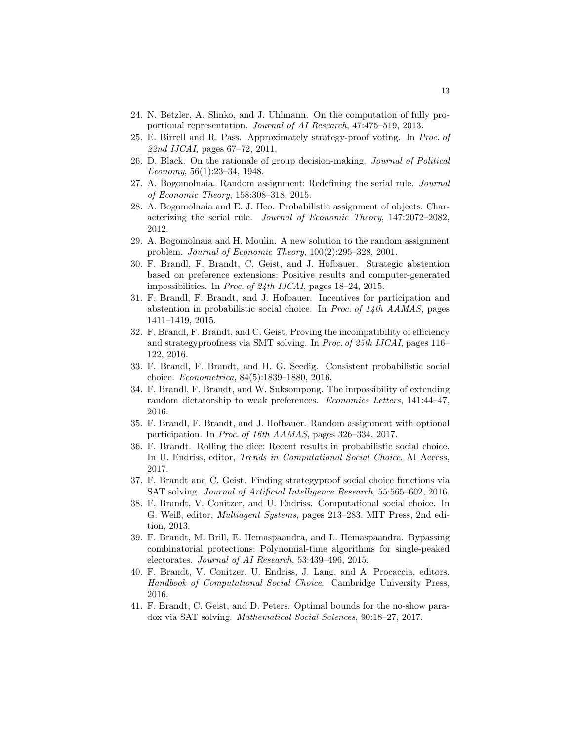24. N. Betzler, A. Slinko, and J. Uhlmann. On the computation of fully proportional representation. *Journal of AI Research*, 47:475–519, 2013.
25. E. Birrell and R. Pass. Approximately strategy-proof voting. In *Proc. of 22nd IJCAI*, pages 67–72, 2011.
26. D. Black. On the rationale of group decision-making. *Journal of Political Economy*, 56(1):23–34, 1948.
27. A. Bogomolnaia. Random assignment: Redefining the serial rule. *Journal of Economic Theory*, 158:308–318, 2015.
28. A. Bogomolnaia and E. J. Heo. Probabilistic assignment of objects: Characterizing the serial rule. *Journal of Economic Theory*, 147:2072–2082, 2012.
29. A. Bogomolnaia and H. Moulin. A new solution to the random assignment problem. *Journal of Economic Theory*, 100(2):295–328, 2001.
30. F. Brandl, F. Brandt, C. Geist, and J. Hofbauer. Strategic abstention based on preference extensions: Positive results and computer-generated impossibilities. In *Proc. of 24th IJCAI*, pages 18–24, 2015.
31. F. Brandl, F. Brandt, and J. Hofbauer. Incentives for participation and abstention in probabilistic social choice. In *Proc. of 14th AAMAS*, pages 1411–1419, 2015.
32. F. Brandl, F. Brandt, and C. Geist. Proving the incompatibility of efficiency and strategyproofness via SMT solving. In *Proc. of 25th IJCAI*, pages 116–122, 2016.
33. F. Brandl, F. Brandt, and H. G. Seedig. Consistent probabilistic social choice. *Econometrica*, 84(5):1839–1880, 2016.
34. F. Brandl, F. Brandt, and W. Suksompong. The impossibility of extending random dictatorship to weak preferences. *Economics Letters*, 141:44–47, 2016.
35. F. Brandl, F. Brandt, and J. Hofbauer. Random assignment with optional participation. In *Proc. of 16th AAMAS*, pages 326–334, 2017.
36. F. Brandt. Rolling the dice: Recent results in probabilistic social choice. In U. Endriss, editor, *Trends in Computational Social Choice*. AI Access, 2017.
37. F. Brandt and C. Geist. Finding strategyproof social choice functions via SAT solving. *Journal of Artificial Intelligence Research*, 55:565–602, 2016.
38. F. Brandt, V. Conitzer, and U. Endriss. Computational social choice. In G. Weiß, editor, *Multiagent Systems*, pages 213–283. MIT Press, 2nd edition, 2013.
39. F. Brandt, M. Brill, E. Hemaspaandra, and L. Hemaspaandra. Bypassing combinatorial protections: Polynomial-time algorithms for single-peaked electorates. *Journal of AI Research*, 53:439–496, 2015.
40. F. Brandt, V. Conitzer, U. Endriss, J. Lang, and A. Procaccia, editors. *Handbook of Computational Social Choice*. Cambridge University Press, 2016.
41. F. Brandt, C. Geist, and D. Peters. Optimal bounds for the no-show paradox via SAT solving. *Mathematical Social Sciences*, 90:18–27, 2017.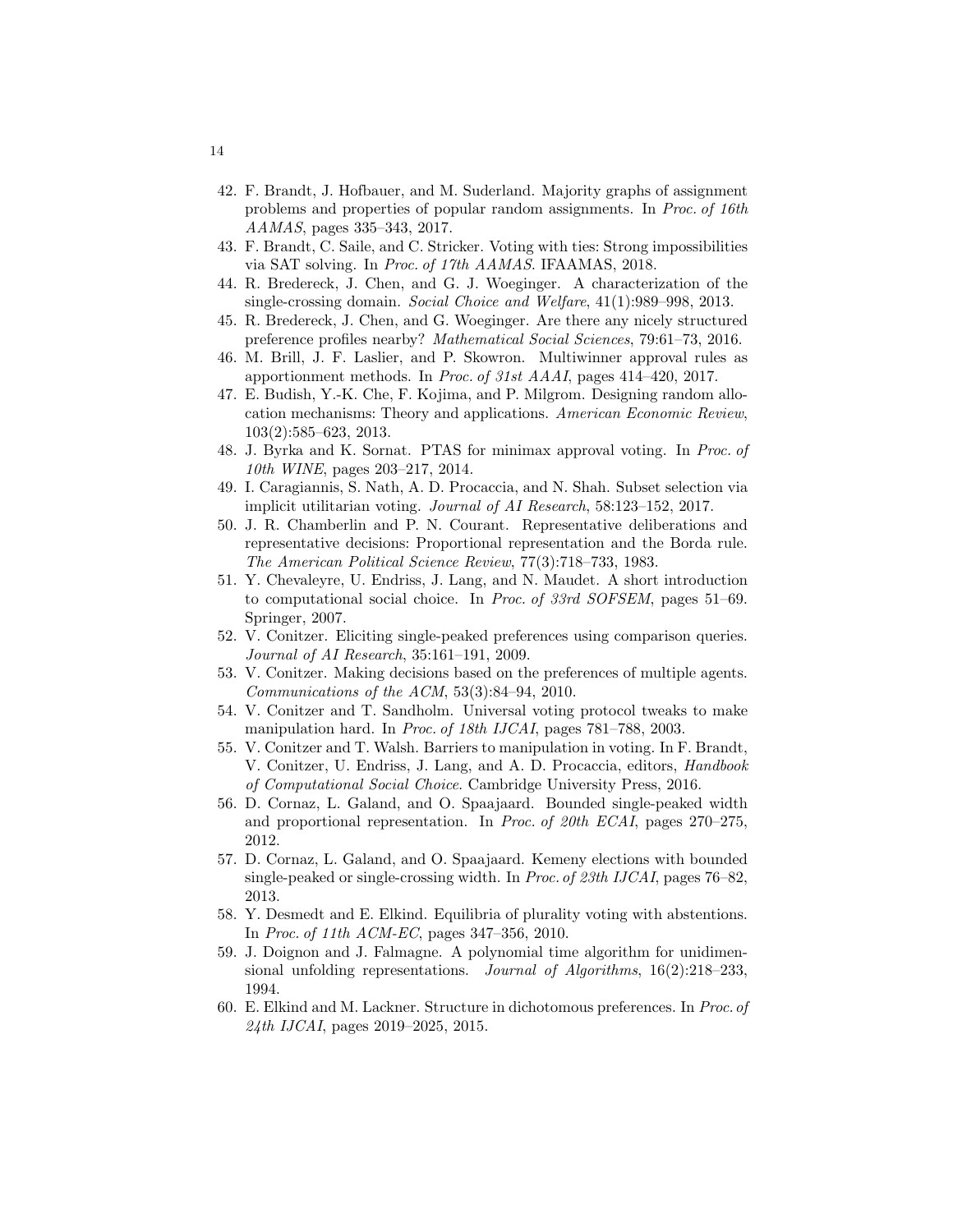42. F. Brandt, J. Hofbauer, and M. Suderland. Majority graphs of assignment problems and properties of popular random assignments. In *Proc. of 16th AAMAS*, pages 335–343, 2017.
43. F. Brandt, C. Saile, and C. Stricker. Voting with ties: Strong impossibilities via SAT solving. In *Proc. of 17th AAMAS*. IFAAMAS, 2018.
44. R. Bredereck, J. Chen, and G. J. Woeginger. A characterization of the single-crossing domain. *Social Choice and Welfare*, 41(1):989–998, 2013.
45. R. Bredereck, J. Chen, and G. Woeginger. Are there any nicely structured preference profiles nearby? *Mathematical Social Sciences*, 79:61–73, 2016.
46. M. Brill, J. F. Laslier, and P. Skowron. Multiwinner approval rules as apportionment methods. In *Proc. of 31st AAAI*, pages 414–420, 2017.
47. E. Budish, Y.-K. Che, F. Kojima, and P. Milgrom. Designing random allocation mechanisms: Theory and applications. *American Economic Review*, 103(2):585–623, 2013.
48. J. Byrka and K. Sornat. PTAS for minimax approval voting. In *Proc. of 10th WINE*, pages 203–217, 2014.
49. I. Caragiannis, S. Nath, A. D. Procaccia, and N. Shah. Subset selection via implicit utilitarian voting. *Journal of AI Research*, 58:123–152, 2017.
50. J. R. Chamberlin and P. N. Courant. Representative deliberations and representative decisions: Proportional representation and the Borda rule. *The American Political Science Review*, 77(3):718–733, 1983.
51. Y. Chevaleyre, U. Endriss, J. Lang, and N. Maudet. A short introduction to computational social choice. In *Proc. of 33rd SOFSEM*, pages 51–69. Springer, 2007.
52. V. Conitzer. Eliciting single-peaked preferences using comparison queries. *Journal of AI Research*, 35:161–191, 2009.
53. V. Conitzer. Making decisions based on the preferences of multiple agents. *Communications of the ACM*, 53(3):84–94, 2010.
54. V. Conitzer and T. Sandholm. Universal voting protocol tweaks to make manipulation hard. In *Proc. of 18th IJCAI*, pages 781–788, 2003.
55. V. Conitzer and T. Walsh. Barriers to manipulation in voting. In F. Brandt, V. Conitzer, U. Endriss, J. Lang, and A. D. Procaccia, editors, *Handbook of Computational Social Choice*. Cambridge University Press, 2016.
56. D. Cornaz, L. Galand, and O. Spaajaard. Bounded single-peaked width and proportional representation. In *Proc. of 20th ECAI*, pages 270–275, 2012.
57. D. Cornaz, L. Galand, and O. Spaajaard. Kemeny elections with bounded single-peaked or single-crossing width. In *Proc. of 23th IJCAI*, pages 76–82, 2013.
58. Y. Desmedt and E. Elkind. Equilibria of plurality voting with abstentions. In *Proc. of 11th ACM-EC*, pages 347–356, 2010.
59. J. Doignon and J. Falmagne. A polynomial time algorithm for unidimensional unfolding representations. *Journal of Algorithms*, 16(2):218–233, 1994.
60. E. Elkind and M. Lackner. Structure in dichotomous preferences. In *Proc. of 24th IJCAI*, pages 2019–2025, 2015.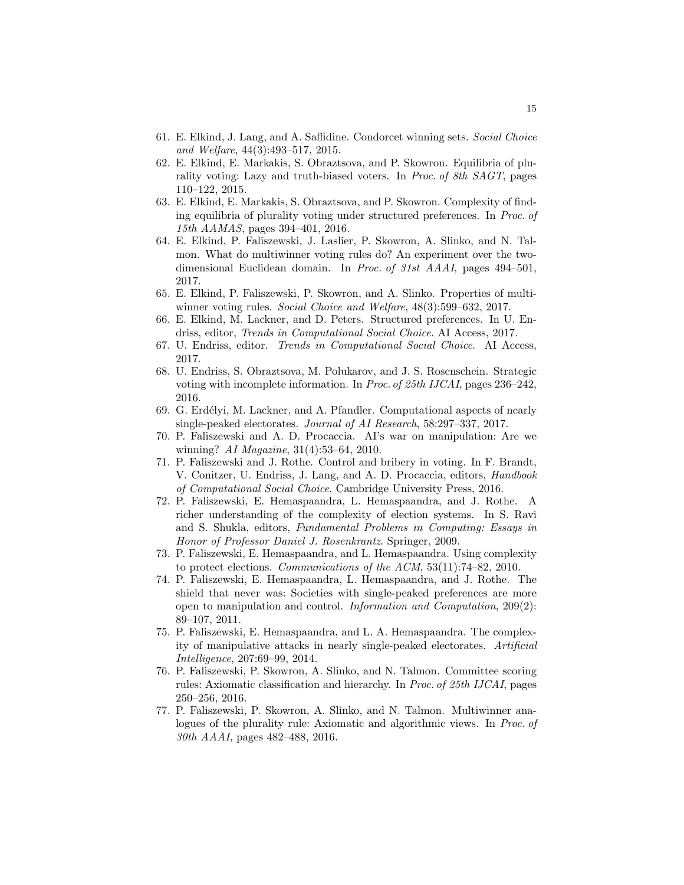61. E. Elkind, J. Lang, and A. Saffidine. Condorcet winning sets. *Social Choice and Welfare*, 44(3):493–517, 2015.
62. E. Elkind, E. Markakis, S. Obraztsova, and P. Skowron. Equilibria of plurality voting: Lazy and truth-biased voters. In *Proc. of 8th SAGT*, pages 110–122, 2015.
63. E. Elkind, E. Markakis, S. Obraztsova, and P. Skowron. Complexity of finding equilibria of plurality voting under structured preferences. In *Proc. of 15th AAMAS*, pages 394–401, 2016.
64. E. Elkind, P. Faliszewski, J. Laslier, P. Skowron, A. Slinko, and N. Talmon. What do multiwinner voting rules do? An experiment over the two-dimensional Euclidean domain. In *Proc. of 31st AAAI*, pages 494–501, 2017.
65. E. Elkind, P. Faliszewski, P. Skowron, and A. Slinko. Properties of multiwinner voting rules. *Social Choice and Welfare*, 48(3):599–632, 2017.
66. E. Elkind, M. Lackner, and D. Peters. Structured preferences. In U. Endriss, editor, *Trends in Computational Social Choice*. AI Access, 2017.
67. U. Endriss, editor. *Trends in Computational Social Choice*. AI Access, 2017.
68. U. Endriss, S. Obraztsova, M. Polukarov, and J. S. Rosenschein. Strategic voting with incomplete information. In *Proc. of 25th IJCAI*, pages 236–242, 2016.
69. G. Erdélyi, M. Lackner, and A. Pfandler. Computational aspects of nearly single-peaked electorates. *Journal of AI Research*, 58:297–337, 2017.
70. P. Faliszewski and A. D. Procaccia. AI's war on manipulation: Are we winning? *AI Magazine*, 31(4):53–64, 2010.
71. P. Faliszewski and J. Rothe. Control and bribery in voting. In F. Brandt, V. Conitzer, U. Endriss, J. Lang, and A. D. Procaccia, editors, *Handbook of Computational Social Choice*. Cambridge University Press, 2016.
72. P. Faliszewski, E. Hemaspaandra, L. Hemaspaandra, and J. Rothe. A richer understanding of the complexity of election systems. In S. Ravi and S. Shukla, editors, *Fundamental Problems in Computing: Essays in Honor of Professor Daniel J. Rosenkrantz*. Springer, 2009.
73. P. Faliszewski, E. Hemaspaandra, and L. Hemaspaandra. Using complexity to protect elections. *Communications of the ACM*, 53(11):74–82, 2010.
74. P. Faliszewski, E. Hemaspaandra, L. Hemaspaandra, and J. Rothe. The shield that never was: Societies with single-peaked preferences are more open to manipulation and control. *Information and Computation*, 209(2): 89–107, 2011.
75. P. Faliszewski, E. Hemaspaandra, and L. A. Hemaspaandra. The complexity of manipulative attacks in nearly single-peaked electorates. *Artificial Intelligence*, 207:69–99, 2014.
76. P. Faliszewski, P. Skowron, A. Slinko, and N. Talmon. Committee scoring rules: Axiomatic classification and hierarchy. In *Proc. of 25th IJCAI*, pages 250–256, 2016.
77. P. Faliszewski, P. Skowron, A. Slinko, and N. Talmon. Multiwinner analogues of the plurality rule: Axiomatic and algorithmic views. In *Proc. of 30th AAAI*, pages 482–488, 2016.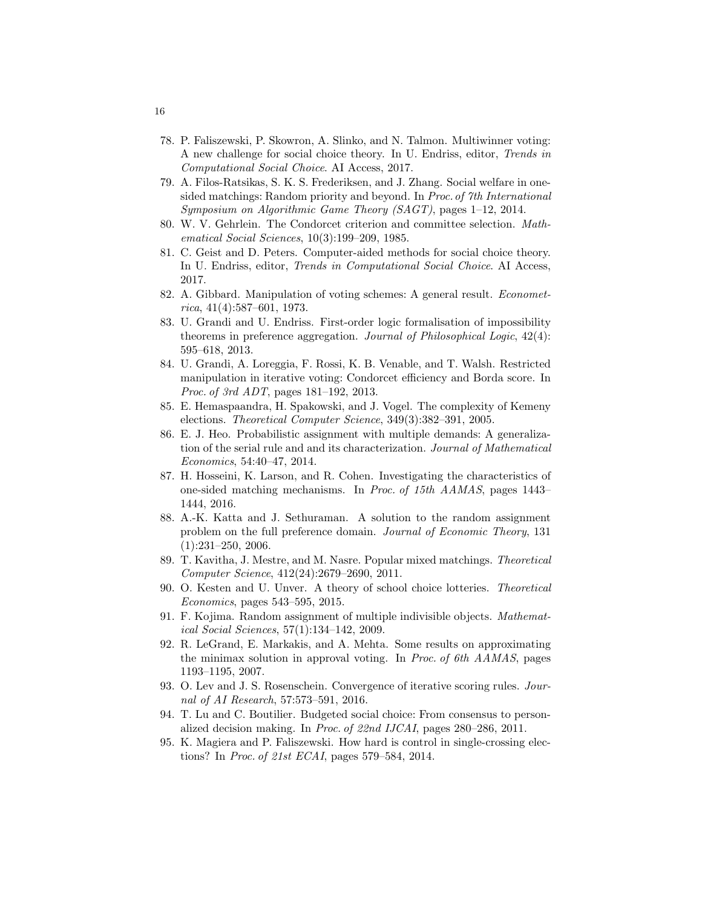78. P. Faliszewski, P. Skowron, A. Slinko, and N. Talmon. Multiwinner voting: A new challenge for social choice theory. In U. Endriss, editor, *Trends in Computational Social Choice*. AI Access, 2017.
79. A. Filos-Ratsikas, S. K. S. Frederiksen, and J. Zhang. Social welfare in one-sided matchings: Random priority and beyond. In *Proc. of 7th International Symposium on Algorithmic Game Theory (SAGT)*, pages 1–12, 2014.
80. W. V. Gehrlein. The Condorcet criterion and committee selection. *Mathematical Social Sciences*, 10(3):199–209, 1985.
81. C. Geist and D. Peters. Computer-aided methods for social choice theory. In U. Endriss, editor, *Trends in Computational Social Choice*. AI Access, 2017.
82. A. Gibbard. Manipulation of voting schemes: A general result. *Econometrica*, 41(4):587–601, 1973.
83. U. Grandi and U. Endriss. First-order logic formalisation of impossibility theorems in preference aggregation. *Journal of Philosophical Logic*, 42(4): 595–618, 2013.
84. U. Grandi, A. Loreggia, F. Rossi, K. B. Venable, and T. Walsh. Restricted manipulation in iterative voting: Condorcet efficiency and Borda score. In *Proc. of 3rd ADT*, pages 181–192, 2013.
85. E. Hemaspaandra, H. Spakowski, and J. Vogel. The complexity of Kemeny elections. *Theoretical Computer Science*, 349(3):382–391, 2005.
86. E. J. Heo. Probabilistic assignment with multiple demands: A generalization of the serial rule and and its characterization. *Journal of Mathematical Economics*, 54:40–47, 2014.
87. H. Hosseini, K. Larson, and R. Cohen. Investigating the characteristics of one-sided matching mechanisms. In *Proc. of 15th AAMAS*, pages 1443–1444, 2016.
88. A.-K. Katta and J. Sethuraman. A solution to the random assignment problem on the full preference domain. *Journal of Economic Theory*, 131 (1):231–250, 2006.
89. T. Kavitha, J. Mestre, and M. Nasre. Popular mixed matchings. *Theoretical Computer Science*, 412(24):2679–2690, 2011.
90. O. Kesten and U. Unver. A theory of school choice lotteries. *Theoretical Economics*, pages 543–595, 2015.
91. F. Kojima. Random assignment of multiple indivisible objects. *Mathematical Social Sciences*, 57(1):134–142, 2009.
92. R. LeGrand, E. Markakis, and A. Mehta. Some results on approximating the minimax solution in approval voting. In *Proc. of 6th AAMAS*, pages 1193–1195, 2007.
93. O. Lev and J. S. Rosenschein. Convergence of iterative scoring rules. *Journal of AI Research*, 57:573–591, 2016.
94. T. Lu and C. Boutilier. Budgeted social choice: From consensus to personalized decision making. In *Proc. of 22nd IJCAI*, pages 280–286, 2011.
95. K. Magiera and P. Faliszewski. How hard is control in single-crossing elections? In *Proc. of 21st ECAI*, pages 579–584, 2014.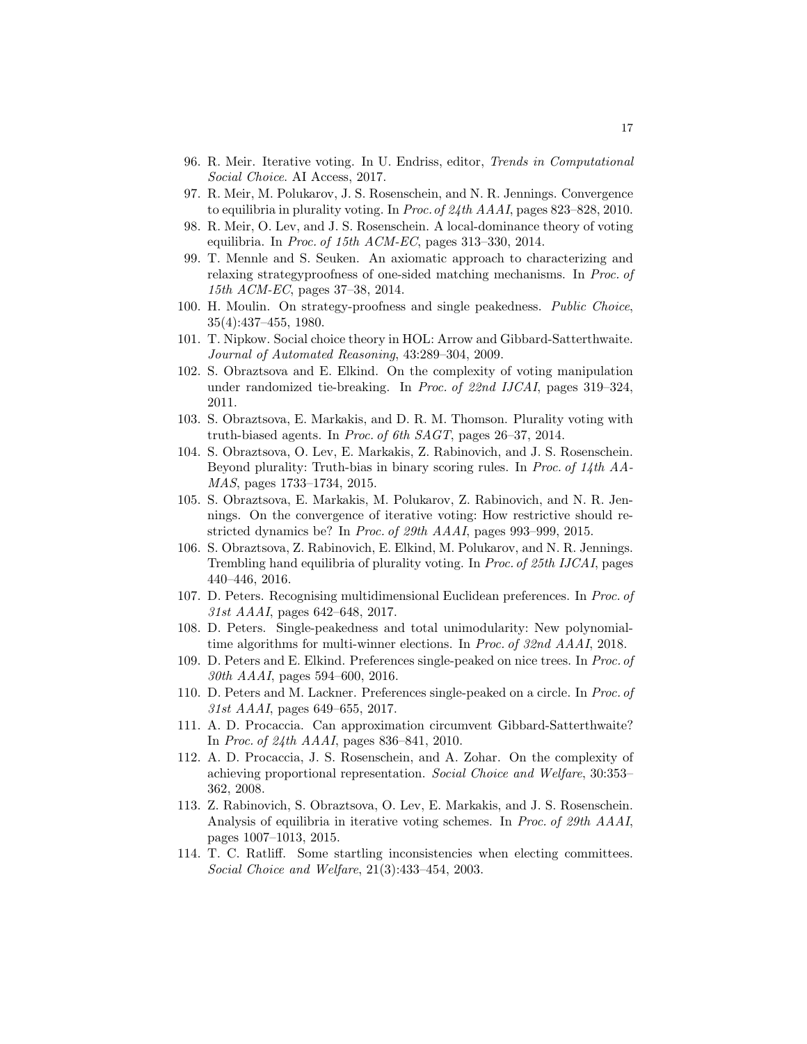96. R. Meir. Iterative voting. In U. Endriss, editor, *Trends in Computational Social Choice*. AI Access, 2017.
97. R. Meir, M. Polukarov, J. S. Rosenschein, and N. R. Jennings. Convergence to equilibria in plurality voting. In *Proc. of 24th AAAI*, pages 823–828, 2010.
98. R. Meir, O. Lev, and J. S. Rosenschein. A local-dominance theory of voting equilibria. In *Proc. of 15th ACM-EC*, pages 313–330, 2014.
99. T. Mennle and S. Seuken. An axiomatic approach to characterizing and relaxing strategyproofness of one-sided matching mechanisms. In *Proc. of 15th ACM-EC*, pages 37–38, 2014.
100. H. Moulin. On strategy-proofness and single peakedness. *Public Choice*, 35(4):437–455, 1980.
101. T. Nipkow. Social choice theory in HOL: Arrow and Gibbard-Satterthwaite. *Journal of Automated Reasoning*, 43:289–304, 2009.
102. S. Obraztsova and E. Elkind. On the complexity of voting manipulation under randomized tie-breaking. In *Proc. of 22nd IJCAI*, pages 319–324, 2011.
103. S. Obraztsova, E. Markakis, and D. R. M. Thomson. Plurality voting with truth-biased agents. In *Proc. of 6th SAGT*, pages 26–37, 2014.
104. S. Obraztsova, O. Lev, E. Markakis, Z. Rabinovich, and J. S. Rosenschein. Beyond plurality: Truth-bias in binary scoring rules. In *Proc. of 14th AAMAS*, pages 1733–1734, 2015.
105. S. Obraztsova, E. Markakis, M. Polukarov, Z. Rabinovich, and N. R. Jennings. On the convergence of iterative voting: How restrictive should restricted dynamics be? In *Proc. of 29th AAAI*, pages 993–999, 2015.
106. S. Obraztsova, Z. Rabinovich, E. Elkind, M. Polukarov, and N. R. Jennings. Trembling hand equilibria of plurality voting. In *Proc. of 25th IJCAI*, pages 440–446, 2016.
107. D. Peters. Recognising multidimensional Euclidean preferences. In *Proc. of 31st AAAI*, pages 642–648, 2017.
108. D. Peters. Single-peakedness and total unimodularity: New polynomial-time algorithms for multi-winner elections. In *Proc. of 32nd AAAI*, 2018.
109. D. Peters and E. Elkind. Preferences single-peaked on nice trees. In *Proc. of 30th AAAI*, pages 594–600, 2016.
110. D. Peters and M. Lackner. Preferences single-peaked on a circle. In *Proc. of 31st AAAI*, pages 649–655, 2017.
111. A. D. Procaccia. Can approximation circumvent Gibbard-Satterthwaite? In *Proc. of 24th AAAI*, pages 836–841, 2010.
112. A. D. Procaccia, J. S. Rosenschein, and A. Zohar. On the complexity of achieving proportional representation. *Social Choice and Welfare*, 30:353–362, 2008.
113. Z. Rabinovich, S. Obraztsova, O. Lev, E. Markakis, and J. S. Rosenschein. Analysis of equilibria in iterative voting schemes. In *Proc. of 29th AAAI*, pages 1007–1013, 2015.
114. T. C. Ratliff. Some startling inconsistencies when electing committees. *Social Choice and Welfare*, 21(3):433–454, 2003.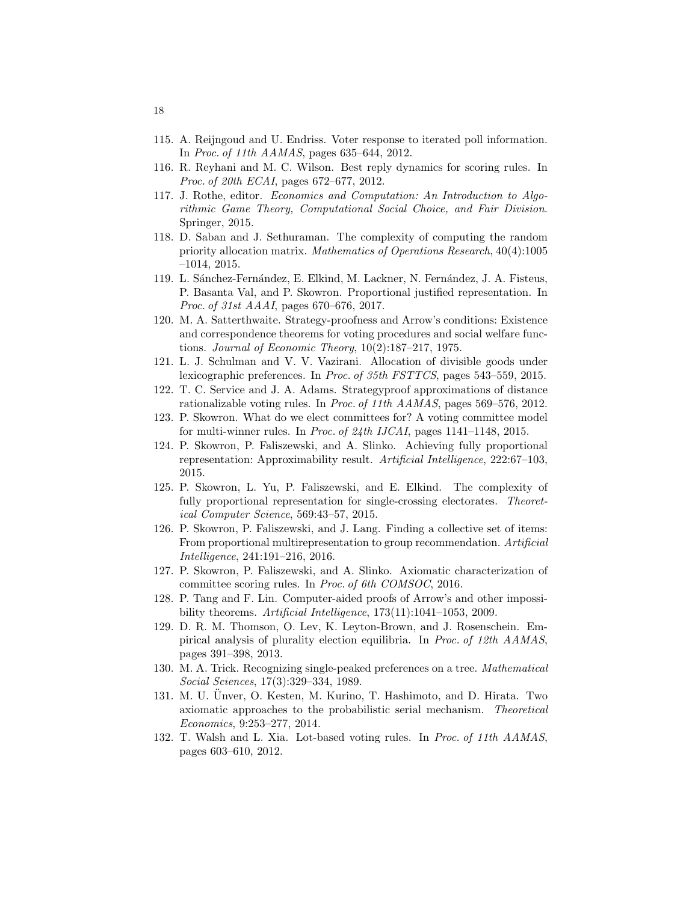115. A. Reijngoud and U. Endriss. Voter response to iterated poll information. In *Proc. of 11th AAMAS*, pages 635–644, 2012.
116. R. Reyhani and M. C. Wilson. Best reply dynamics for scoring rules. In *Proc. of 20th ECAI*, pages 672–677, 2012.
117. J. Rothe, editor. *Economics and Computation: An Introduction to Algorithmic Game Theory, Computational Social Choice, and Fair Division*. Springer, 2015.
118. D. Saban and J. Sethuraman. The complexity of computing the random priority allocation matrix. *Mathematics of Operations Research*, 40(4):1005–1014, 2015.
119. L. Sánchez-Fernández, E. Elkind, M. Lackner, N. Fernández, J. A. Fisteus, P. Basanta Val, and P. Skowron. Proportional justified representation. In *Proc. of 31st AAAI*, pages 670–676, 2017.
120. M. A. Satterthwaite. Strategy-proofness and Arrow's conditions: Existence and correspondence theorems for voting procedures and social welfare functions. *Journal of Economic Theory*, 10(2):187–217, 1975.
121. L. J. Schulman and V. V. Vazirani. Allocation of divisible goods under lexicographic preferences. In *Proc. of 35th FSTTCS*, pages 543–559, 2015.
122. T. C. Service and J. A. Adams. Strategyproof approximations of distance rationalizable voting rules. In *Proc. of 11th AAMAS*, pages 569–576, 2012.
123. P. Skowron. What do we elect committees for? A voting committee model for multi-winner rules. In *Proc. of 24th IJCAI*, pages 1141–1148, 2015.
124. P. Skowron, P. Faliszewski, and A. Slinko. Achieving fully proportional representation: Approximability result. *Artificial Intelligence*, 222:67–103, 2015.
125. P. Skowron, L. Yu, P. Faliszewski, and E. Elkind. The complexity of fully proportional representation for single-crossing electorates. *Theoretical Computer Science*, 569:43–57, 2015.
126. P. Skowron, P. Faliszewski, and J. Lang. Finding a collective set of items: From proportional multirepresentation to group recommendation. *Artificial Intelligence*, 241:191–216, 2016.
127. P. Skowron, P. Faliszewski, and A. Slinko. Axiomatic characterization of committee scoring rules. In *Proc. of 6th COMSOC*, 2016.
128. P. Tang and F. Lin. Computer-aided proofs of Arrow's and other impossibility theorems. *Artificial Intelligence*, 173(11):1041–1053, 2009.
129. D. R. M. Thomson, O. Lev, K. Leyton-Brown, and J. Rosenschein. Empirical analysis of plurality election equilibria. In *Proc. of 12th AAMAS*, pages 391–398, 2013.
130. M. A. Trick. Recognizing single-peaked preferences on a tree. *Mathematical Social Sciences*, 17(3):329–334, 1989.
131. M. U. Ünver, O. Kesten, M. Kurino, T. Hashimoto, and D. Hirata. Two axiomatic approaches to the probabilistic serial mechanism. *Theoretical Economics*, 9:253–277, 2014.
132. T. Walsh and L. Xia. Lot-based voting rules. In *Proc. of 11th AAMAS*, pages 603–610, 2012.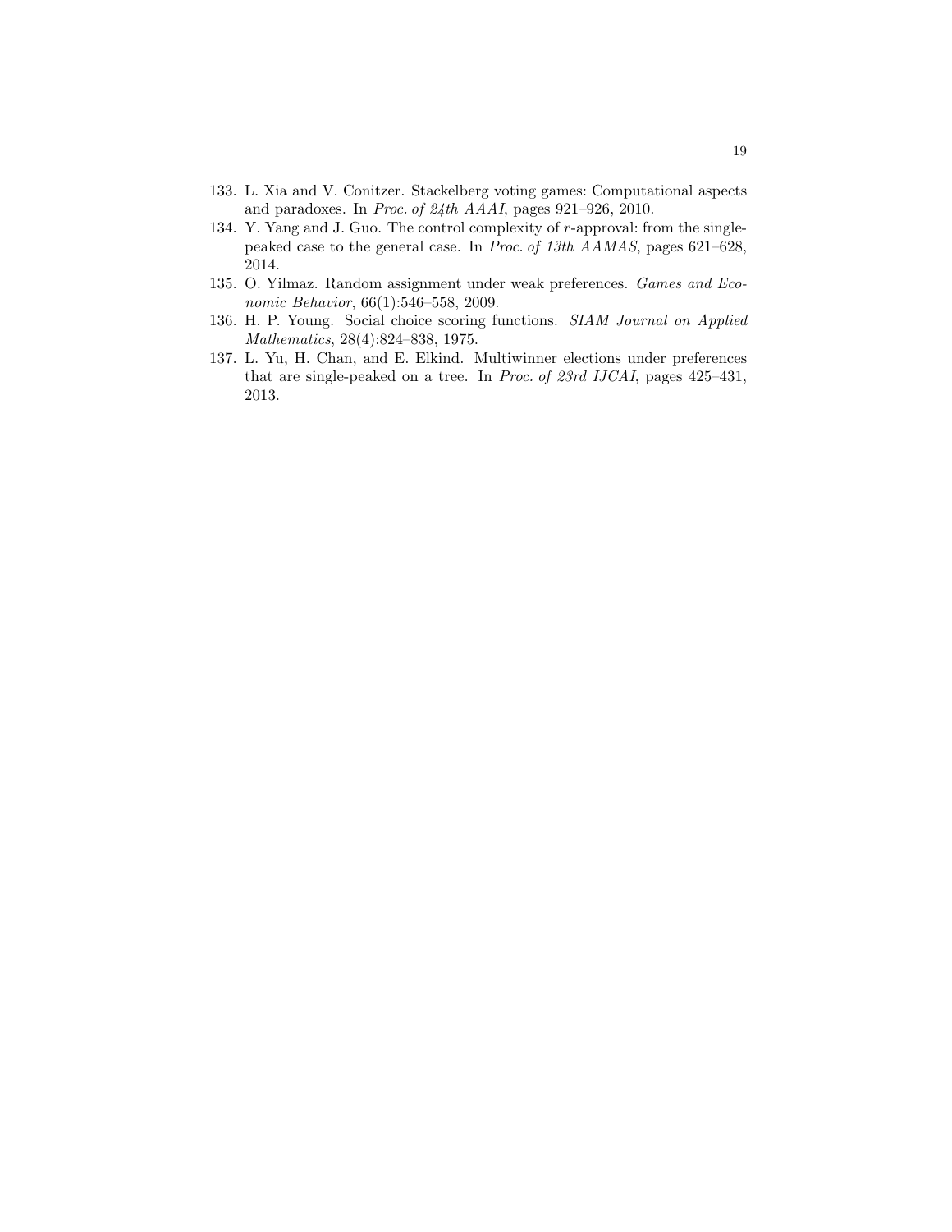133. L. Xia and V. Conitzer. Stackelberg voting games: Computational aspects and paradoxes. In *Proc. of 24th AAAI*, pages 921–926, 2010.
134. Y. Yang and J. Guo. The control complexity of $r$-approval: from the single-peaked case to the general case. In *Proc. of 13th AAMAS*, pages 621–628, 2014.
135. O. Yilmaz. Random assignment under weak preferences. *Games and Economic Behavior*, 66(1):546–558, 2009.
136. H. P. Young. Social choice scoring functions. *SIAM Journal on Applied Mathematics*, 28(4):824–838, 1975.
137. L. Yu, H. Chan, and E. Elkind. Multiwinner elections under preferences that are single-peaked on a tree. In *Proc. of 23rd IJCAI*, pages 425–431, 2013.